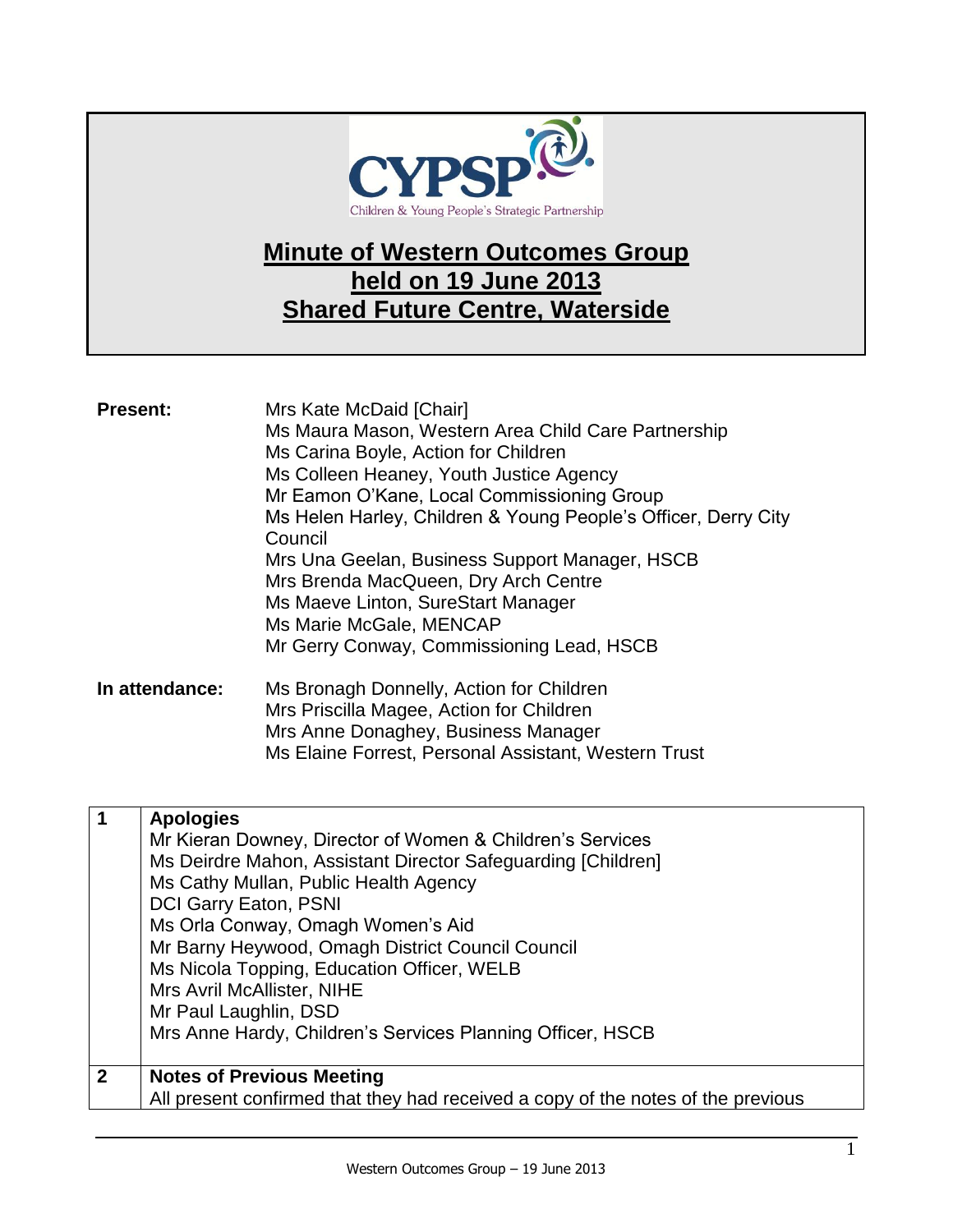CYPSP
Children & Young People's Strategic Partnership

# Minute of Western Outcomes Group held on 19 June 2013 Shared Future Centre, Waterside

**Present:**

Mrs Kate McDaid [Chair]
Ms Maura Mason, Western Area Child Care Partnership
Ms Carina Boyle, Action for Children
Ms Colleen Heaney, Youth Justice Agency
Mr Eamon O'Kane, Local Commissioning Group
Ms Helen Harley, Children & Young People's Officer, Derry City Council
Mrs Una Geelan, Business Support Manager, HSCB
Mrs Brenda MacQueen, Dry Arch Centre
Ms Maeve Linton, SureStart Manager
Ms Marie McGale, MENCAP
Mr Gerry Conway, Commissioning Lead, HSCB

**In attendance:**

Ms Bronagh Donnelly, Action for Children
Mrs Priscilla Magee, Action for Children
Mrs Anne Donaghey, Business Manager
Ms Elaine Forrest, Personal Assistant, Western Trust

| | |
|---|---|
| **1** | **Apologies**<br>Mr Kieran Downey, Director of Women & Children's Services<br>Ms Deirdre Mahon, Assistant Director Safeguarding [Children]<br>Ms Cathy Mullan, Public Health Agency<br>DCI Garry Eaton, PSNI<br>Ms Orla Conway, Omagh Women's Aid<br>Mr Barny Heywood, Omagh District Council Council<br>Ms Nicola Topping, Education Officer, WELB<br>Mrs Avril McAllister, NIHE<br>Mr Paul Laughlin, DSD<br>Mrs Anne Hardy, Children's Services Planning Officer, HSCB |
| **2** | **Notes of Previous Meeting**<br>All present confirmed that they had received a copy of the notes of the previous |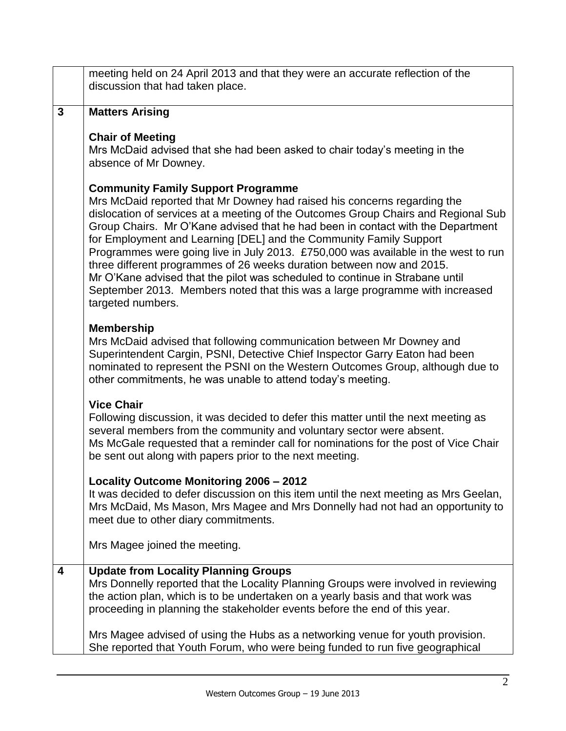| | |
|---|---|
| | meeting held on 24 April 2013 and that they were an accurate reflection of the discussion that had taken place. |
| **3** | **Matters Arising**<br><br>**Chair of Meeting**<br>Mrs McDaid advised that she had been asked to chair today's meeting in the absence of Mr Downey.<br><br>**Community Family Support Programme**<br>Mrs McDaid reported that Mr Downey had raised his concerns regarding the dislocation of services at a meeting of the Outcomes Group Chairs and Regional Sub Group Chairs. Mr O'Kane advised that he had been in contact with the Department for Employment and Learning [DEL] and the Community Family Support Programmes were going live in July 2013. £750,000 was available in the west to run three different programmes of 26 weeks duration between now and 2015.<br>Mr O'Kane advised that the pilot was scheduled to continue in Strabane until September 2013. Members noted that this was a large programme with increased targeted numbers.<br><br>**Membership**<br>Mrs McDaid advised that following communication between Mr Downey and Superintendent Cargin, PSNI, Detective Chief Inspector Garry Eaton had been nominated to represent the PSNI on the Western Outcomes Group, although due to other commitments, he was unable to attend today's meeting.<br><br>**Vice Chair**<br>Following discussion, it was decided to defer this matter until the next meeting as several members from the community and voluntary sector were absent.<br>Ms McGale requested that a reminder call for nominations for the post of Vice Chair be sent out along with papers prior to the next meeting.<br><br>**Locality Outcome Monitoring 2006 – 2012**<br>It was decided to defer discussion on this item until the next meeting as Mrs Geelan, Mrs McDaid, Ms Mason, Mrs Magee and Mrs Donnelly had not had an opportunity to meet due to other diary commitments.<br><br>Mrs Magee joined the meeting. |
| **4** | **Update from Locality Planning Groups**<br>Mrs Donnelly reported that the Locality Planning Groups were involved in reviewing the action plan, which is to be undertaken on a yearly basis and that work was proceeding in planning the stakeholder events before the end of this year.<br><br>Mrs Magee advised of using the Hubs as a networking venue for youth provision. She reported that Youth Forum, who were being funded to run five geographical |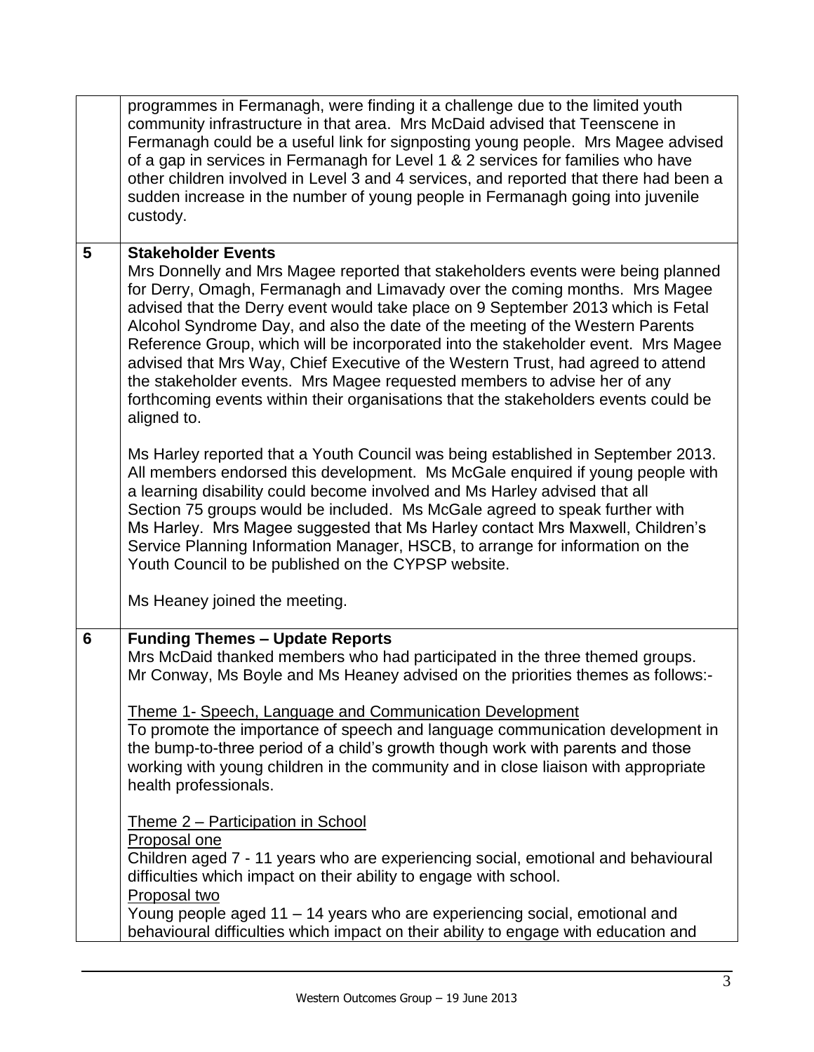| | |
|---|---|
| | programmes in Fermanagh, were finding it a challenge due to the limited youth community infrastructure in that area. Mrs McDaid advised that Teenscene in Fermanagh could be a useful link for signposting young people. Mrs Magee advised of a gap in services in Fermanagh for Level 1 & 2 services for families who have other children involved in Level 3 and 4 services, and reported that there had been a sudden increase in the number of young people in Fermanagh going into juvenile custody. |
| **5** | **Stakeholder Events**<br>Mrs Donnelly and Mrs Magee reported that stakeholders events were being planned for Derry, Omagh, Fermanagh and Limavady over the coming months. Mrs Magee advised that the Derry event would take place on 9 September 2013 which is Fetal Alcohol Syndrome Day, and also the date of the meeting of the Western Parents Reference Group, which will be incorporated into the stakeholder event. Mrs Magee advised that Mrs Way, Chief Executive of the Western Trust, had agreed to attend the stakeholder events. Mrs Magee requested members to advise her of any forthcoming events within their organisations that the stakeholders events could be aligned to.<br><br>Ms Harley reported that a Youth Council was being established in September 2013. All members endorsed this development. Ms McGale enquired if young people with a learning disability could become involved and Ms Harley advised that all Section 75 groups would be included. Ms McGale agreed to speak further with Ms Harley. Mrs Magee suggested that Ms Harley contact Mrs Maxwell, Children's Service Planning Information Manager, HSCB, to arrange for information on the Youth Council to be published on the CYPSP website.<br><br>Ms Heaney joined the meeting. |
| **6** | **Funding Themes – Update Reports**<br>Mrs McDaid thanked members who had participated in the three themed groups. Mr Conway, Ms Boyle and Ms Heaney advised on the priorities themes as follows:-<br><br><u>Theme 1- Speech, Language and Communication Development</u><br>To promote the importance of speech and language communication development in the bump-to-three period of a child's growth though work with parents and those working with young children in the community and in close liaison with appropriate health professionals.<br><br><u>Theme 2 – Participation in School</u><br><u>Proposal one</u><br>Children aged 7 - 11 years who are experiencing social, emotional and behavioural difficulties which impact on their ability to engage with school.<br><u>Proposal two</u><br>Young people aged 11 – 14 years who are experiencing social, emotional and behavioural difficulties which impact on their ability to engage with education and |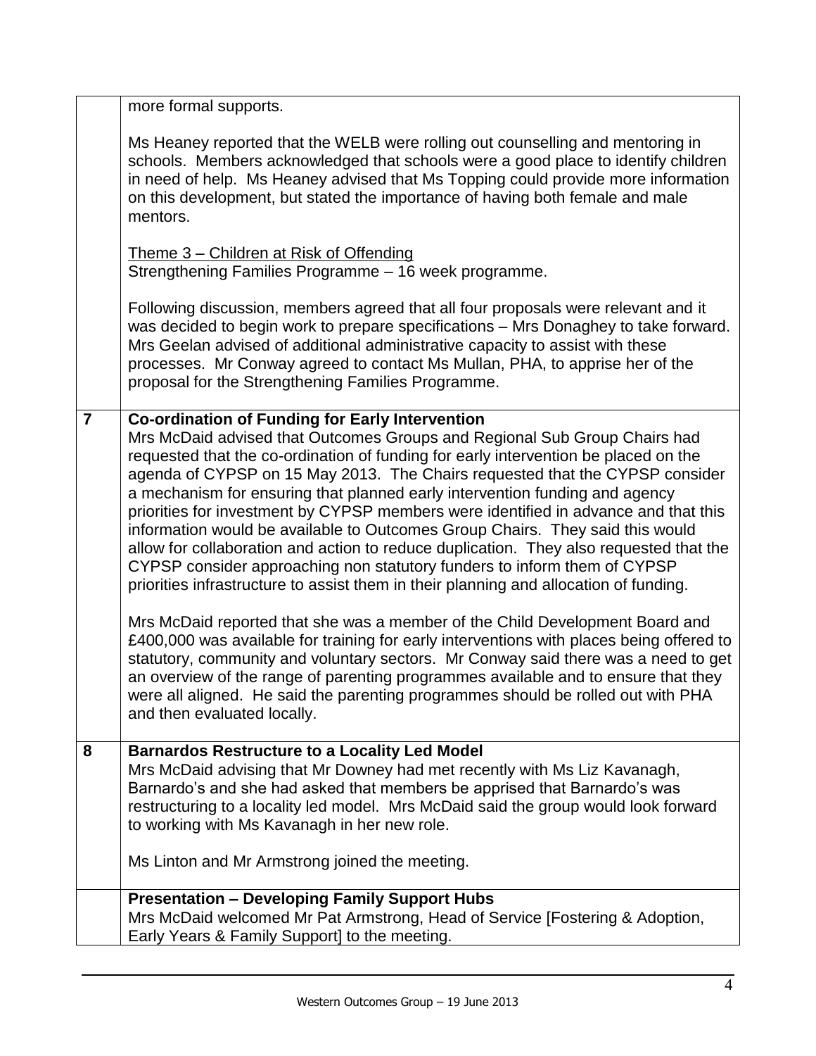| | |
|---|---|
| | more formal supports.<br><br>Ms Heaney reported that the WELB were rolling out counselling and mentoring in schools. Members acknowledged that schools were a good place to identify children in need of help. Ms Heaney advised that Ms Topping could provide more information on this development, but stated the importance of having both female and male mentors.<br><br><u>Theme 3 – Children at Risk of Offending</u><br>Strengthening Families Programme – 16 week programme.<br><br>Following discussion, members agreed that all four proposals were relevant and it was decided to begin work to prepare specifications – Mrs Donaghey to take forward. Mrs Geelan advised of additional administrative capacity to assist with these processes. Mr Conway agreed to contact Ms Mullan, PHA, to apprise her of the proposal for the Strengthening Families Programme. |
| **7** | **Co-ordination of Funding for Early Intervention**<br>Mrs McDaid advised that Outcomes Groups and Regional Sub Group Chairs had requested that the co-ordination of funding for early intervention be placed on the agenda of CYPSP on 15 May 2013. The Chairs requested that the CYPSP consider a mechanism for ensuring that planned early intervention funding and agency priorities for investment by CYPSP members were identified in advance and that this information would be available to Outcomes Group Chairs. They said this would allow for collaboration and action to reduce duplication. They also requested that the CYPSP consider approaching non statutory funders to inform them of CYPSP priorities infrastructure to assist them in their planning and allocation of funding.<br><br>Mrs McDaid reported that she was a member of the Child Development Board and £400,000 was available for training for early interventions with places being offered to statutory, community and voluntary sectors. Mr Conway said there was a need to get an overview of the range of parenting programmes available and to ensure that they were all aligned. He said the parenting programmes should be rolled out with PHA and then evaluated locally. |
| **8** | **Barnardos Restructure to a Locality Led Model**<br>Mrs McDaid advising that Mr Downey had met recently with Ms Liz Kavanagh, Barnardo's and she had asked that members be apprised that Barnardo's was restructuring to a locality led model. Mrs McDaid said the group would look forward to working with Ms Kavanagh in her new role.<br><br>Ms Linton and Mr Armstrong joined the meeting. |
| | **Presentation – Developing Family Support Hubs**<br>Mrs McDaid welcomed Mr Pat Armstrong, Head of Service [Fostering & Adoption, Early Years & Family Support] to the meeting. |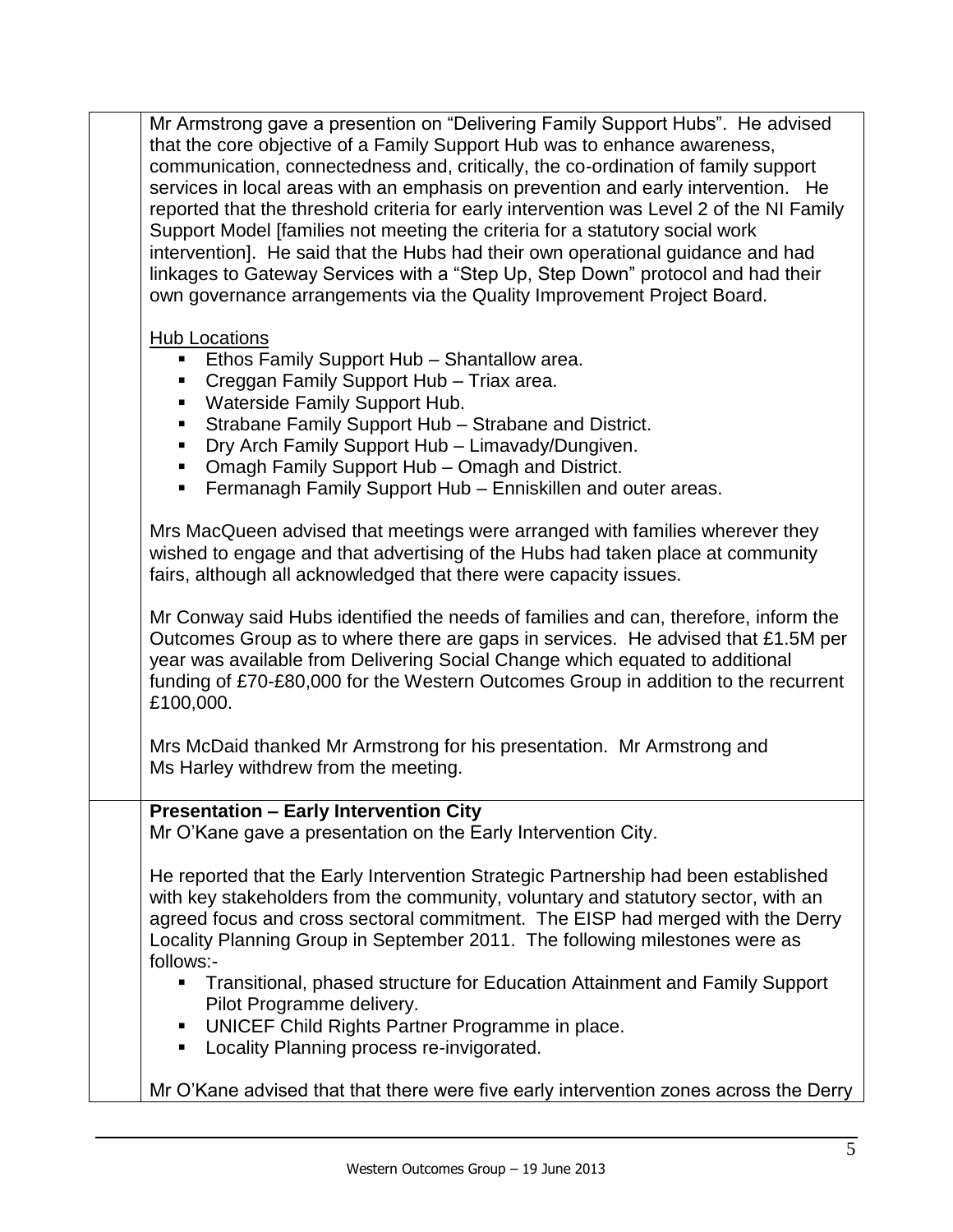Mr Armstrong gave a presention on "Delivering Family Support Hubs". He advised that the core objective of a Family Support Hub was to enhance awareness, communication, connectedness and, critically, the co-ordination of family support services in local areas with an emphasis on prevention and early intervention. He reported that the threshold criteria for early intervention was Level 2 of the NI Family Support Model [families not meeting the criteria for a statutory social work intervention]. He said that the Hubs had their own operational guidance and had linkages to Gateway Services with a "Step Up, Step Down" protocol and had their own governance arrangements via the Quality Improvement Project Board.

Hub Locations

- Ethos Family Support Hub – Shantallow area.
- Creggan Family Support Hub – Triax area.
- Waterside Family Support Hub.
- Strabane Family Support Hub – Strabane and District.
- Dry Arch Family Support Hub – Limavady/Dungiven.
- Omagh Family Support Hub – Omagh and District.
- Fermanagh Family Support Hub – Enniskillen and outer areas.

Mrs MacQueen advised that meetings were arranged with families wherever they wished to engage and that advertising of the Hubs had taken place at community fairs, although all acknowledged that there were capacity issues.

Mr Conway said Hubs identified the needs of families and can, therefore, inform the Outcomes Group as to where there are gaps in services. He advised that £1.5M per year was available from Delivering Social Change which equated to additional funding of £70-£80,000 for the Western Outcomes Group in addition to the recurrent £100,000.

Mrs McDaid thanked Mr Armstrong for his presentation. Mr Armstrong and Ms Harley withdrew from the meeting.

**Presentation – Early Intervention City**

Mr O'Kane gave a presentation on the Early Intervention City.

He reported that the Early Intervention Strategic Partnership had been established with key stakeholders from the community, voluntary and statutory sector, with an agreed focus and cross sectoral commitment. The EISP had merged with the Derry Locality Planning Group in September 2011. The following milestones were as follows:-

- Transitional, phased structure for Education Attainment and Family Support Pilot Programme delivery.
- UNICEF Child Rights Partner Programme in place.
- Locality Planning process re-invigorated.

Mr O'Kane advised that that there were five early intervention zones across the Derry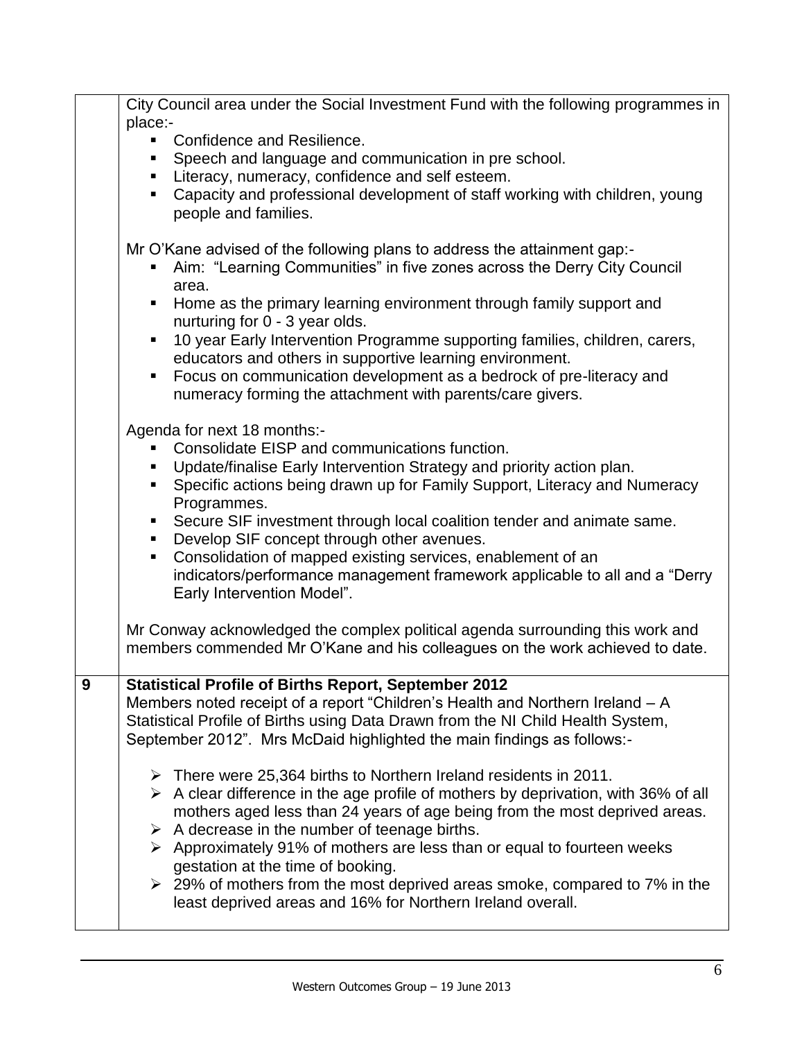City Council area under the Social Investment Fund with the following programmes in place:-

- Confidence and Resilience.
- Speech and language and communication in pre school.
- Literacy, numeracy, confidence and self esteem.
- Capacity and professional development of staff working with children, young people and families.

Mr O'Kane advised of the following plans to address the attainment gap:-

- Aim: "Learning Communities" in five zones across the Derry City Council area.
- Home as the primary learning environment through family support and nurturing for 0 - 3 year olds.
- 10 year Early Intervention Programme supporting families, children, carers, educators and others in supportive learning environment.
- Focus on communication development as a bedrock of pre-literacy and numeracy forming the attachment with parents/care givers.

Agenda for next 18 months:-

- Consolidate EISP and communications function.
- Update/finalise Early Intervention Strategy and priority action plan.
- Specific actions being drawn up for Family Support, Literacy and Numeracy Programmes.
- Secure SIF investment through local coalition tender and animate same.
- Develop SIF concept through other avenues.
- Consolidation of mapped existing services, enablement of an indicators/performance management framework applicable to all and a "Derry Early Intervention Model".

Mr Conway acknowledged the complex political agenda surrounding this work and members commended Mr O'Kane and his colleagues on the work achieved to date.

**9 Statistical Profile of Births Report, September 2012**

Members noted receipt of a report "Children's Health and Northern Ireland – A Statistical Profile of Births using Data Drawn from the NI Child Health System, September 2012". Mrs McDaid highlighted the main findings as follows:-

- There were 25,364 births to Northern Ireland residents in 2011.
- A clear difference in the age profile of mothers by deprivation, with 36% of all mothers aged less than 24 years of age being from the most deprived areas.
- A decrease in the number of teenage births.
- Approximately 91% of mothers are less than or equal to fourteen weeks gestation at the time of booking.
- 29% of mothers from the most deprived areas smoke, compared to 7% in the least deprived areas and 16% for Northern Ireland overall.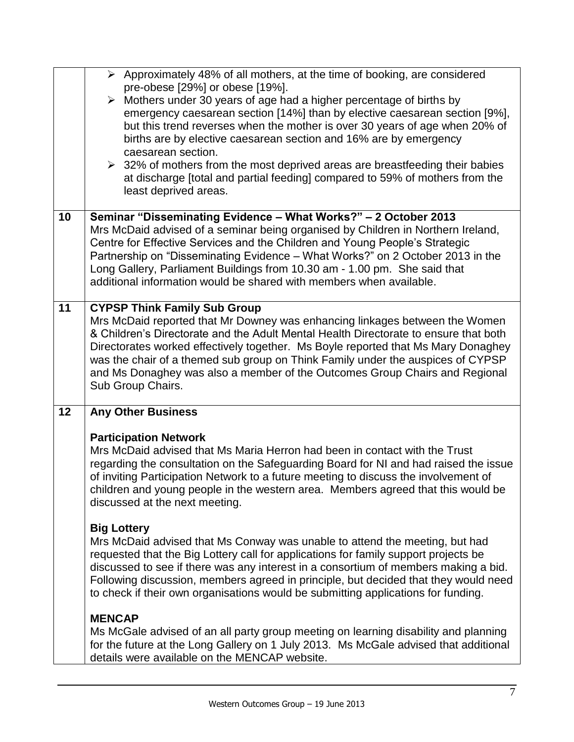| | |
|---|---|
| | - Approximately 48% of all mothers, at the time of booking, are considered pre-obese [29%] or obese [19%].<br>- Mothers under 30 years of age had a higher percentage of births by emergency caesarean section [14%] than by elective caesarean section [9%], but this trend reverses when the mother is over 30 years of age when 20% of births are by elective caesarean section and 16% are by emergency caesarean section.<br>- 32% of mothers from the most deprived areas are breastfeeding their babies at discharge [total and partial feeding] compared to 59% of mothers from the least deprived areas. |
| **10** | **Seminar "Disseminating Evidence – What Works?" – 2 October 2013**<br>Mrs McDaid advised of a seminar being organised by Children in Northern Ireland, Centre for Effective Services and the Children and Young People's Strategic Partnership on "Disseminating Evidence – What Works?" on 2 October 2013 in the Long Gallery, Parliament Buildings from 10.30 am - 1.00 pm. She said that additional information would be shared with members when available. |
| **11** | **CYPSP Think Family Sub Group**<br>Mrs McDaid reported that Mr Downey was enhancing linkages between the Women & Children's Directorate and the Adult Mental Health Directorate to ensure that both Directorates worked effectively together. Ms Boyle reported that Ms Mary Donaghey was the chair of a themed sub group on Think Family under the auspices of CYPSP and Ms Donaghey was also a member of the Outcomes Group Chairs and Regional Sub Group Chairs. |
| **12** | **Any Other Business**<br><br>**Participation Network**<br>Mrs McDaid advised that Ms Maria Herron had been in contact with the Trust regarding the consultation on the Safeguarding Board for NI and had raised the issue of inviting Participation Network to a future meeting to discuss the involvement of children and young people in the western area. Members agreed that this would be discussed at the next meeting.<br><br>**Big Lottery**<br>Mrs McDaid advised that Ms Conway was unable to attend the meeting, but had requested that the Big Lottery call for applications for family support projects be discussed to see if there was any interest in a consortium of members making a bid. Following discussion, members agreed in principle, but decided that they would need to check if their own organisations would be submitting applications for funding.<br><br>**MENCAP**<br>Ms McGale advised of an all party group meeting on learning disability and planning for the future at the Long Gallery on 1 July 2013. Ms McGale advised that additional details were available on the MENCAP website. |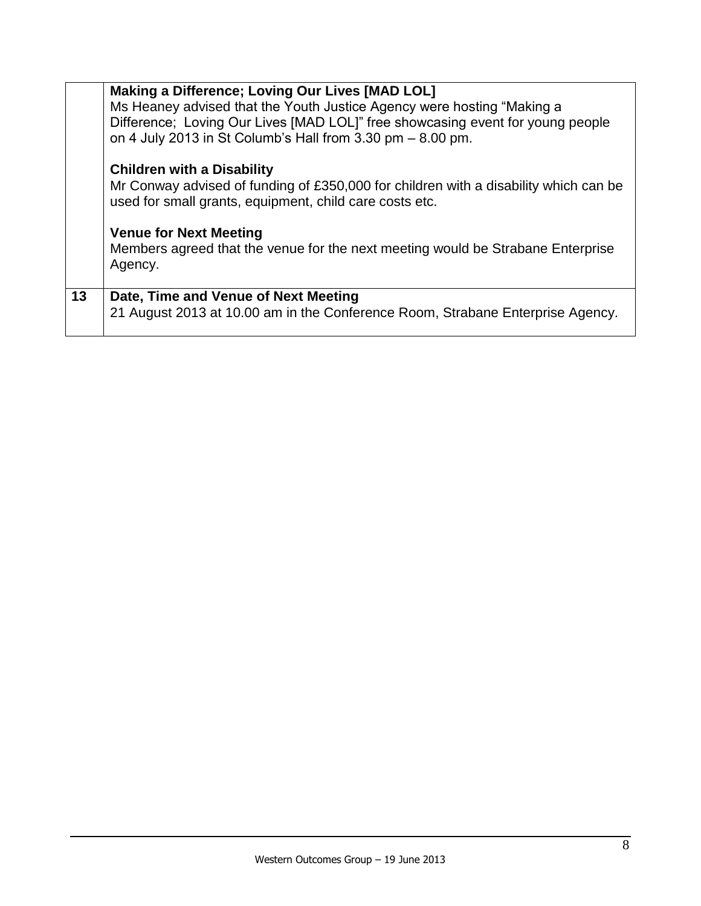| | |
|---|---|
| | **Making a Difference; Loving Our Lives [MAD LOL]**<br>Ms Heaney advised that the Youth Justice Agency were hosting "Making a Difference; Loving Our Lives [MAD LOL]" free showcasing event for young people on 4 July 2013 in St Columb's Hall from 3.30 pm – 8.00 pm.<br><br>**Children with a Disability**<br>Mr Conway advised of funding of £350,000 for children with a disability which can be used for small grants, equipment, child care costs etc.<br><br>**Venue for Next Meeting**<br>Members agreed that the venue for the next meeting would be Strabane Enterprise Agency. |
| **13** | **Date, Time and Venue of Next Meeting**<br>21 August 2013 at 10.00 am in the Conference Room, Strabane Enterprise Agency. |